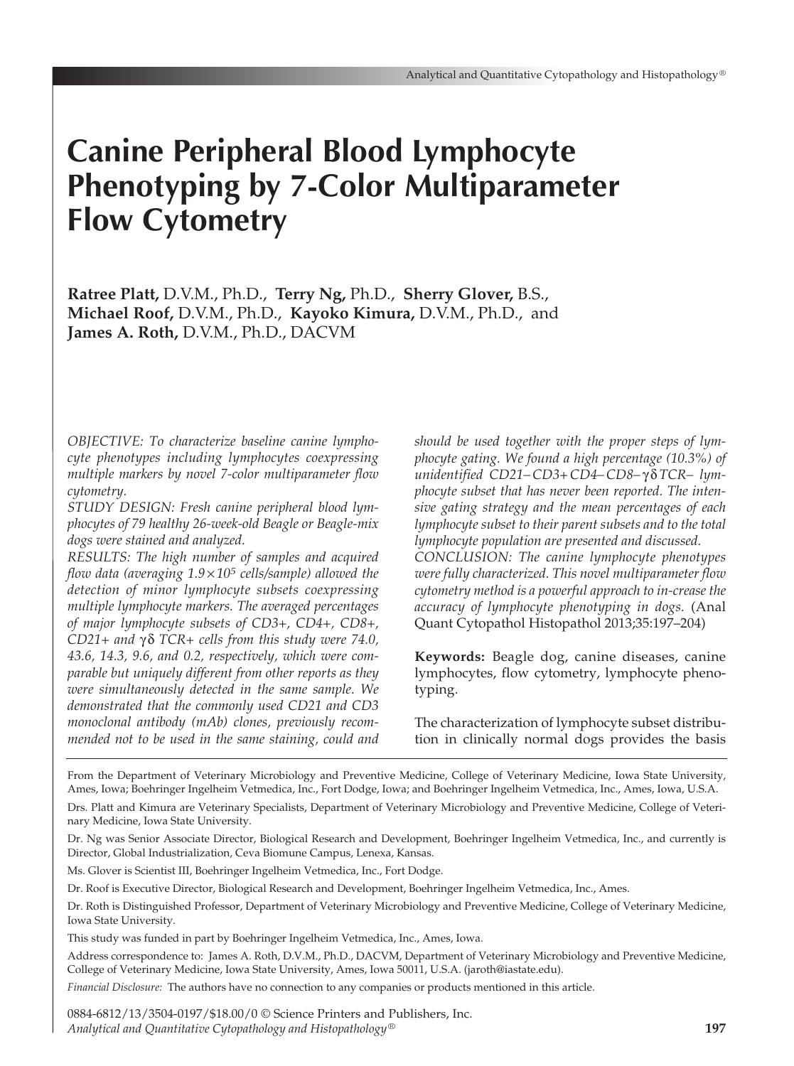# Canine Peripheral Blood Lymphocyte Phenotyping by 7-Color Multiparameter Flow Cytometry

**Ratree Platt,** D.V.M., Ph.D., **Terry Ng,** Ph.D., **Sherry Glover,** B.S., **Michael Roof,** D.V.M., Ph.D., **Kayoko Kimura,** D.V.M., Ph.D., and **James A. Roth,** D.V.M., Ph.D., DACVM

*OBJECTIVE: To characterize baseline canine lymphocyte phenotypes including lymphocytes coexpressing multiple markers by novel 7-color multiparameter flow cytometry.*

*STUDY DESIGN: Fresh canine peripheral blood lymphocytes of 79 healthy 26-week-old Beagle or Beagle-mix dogs were stained and analyzed.*

*RESULTS: The high number of samples and acquired flow data (averaging $1.9 \times 10^5$ cells/sample) allowed the detection of minor lymphocyte subsets coexpressing multiple lymphocyte markers. The averaged percentages of major lymphocyte subsets of CD3+, CD4+, CD8+, CD21+ and γδ TCR+ cells from this study were 74.0, 43.6, 14.3, 9.6, and 0.2, respectively, which were comparable but uniquely different from other reports as they were simultaneously detected in the same sample. We demonstrated that the commonly used CD21 and CD3 monoclonal antibody (mAb) clones, previously recommended not to be used in the same staining, could and should be used together with the proper steps of lymphocyte gating. We found a high percentage (10.3%) of unidentified CD21−CD3+CD4−CD8−γδTCR− lymphocyte subset that has never been reported. The intensive gating strategy and the mean percentages of each lymphocyte subset to their parent subsets and to the total lymphocyte population are presented and discussed.*

*CONCLUSION: The canine lymphocyte phenotypes were fully characterized. This novel multiparameter flow cytometry method is a powerful approach to in-crease the accuracy of lymphocyte phenotyping in dogs.* (Anal Quant Cytopathol Histopathol 2013;35:197–204)

**Keywords:** Beagle dog, canine diseases, canine lymphocytes, flow cytometry, lymphocyte phenotyping.

The characterization of lymphocyte subset distribution in clinically normal dogs provides the basis

---

From the Department of Veterinary Microbiology and Preventive Medicine, College of Veterinary Medicine, Iowa State University, Ames, Iowa; Boehringer Ingelheim Vetmedica, Inc., Fort Dodge, Iowa; and Boehringer Ingelheim Vetmedica, Inc., Ames, Iowa, U.S.A.

Drs. Platt and Kimura are Veterinary Specialists, Department of Veterinary Microbiology and Preventive Medicine, College of Veterinary Medicine, Iowa State University.

Dr. Ng was Senior Associate Director, Biological Research and Development, Boehringer Ingelheim Vetmedica, Inc., and currently is Director, Global Industrialization, Ceva Biomune Campus, Lenexa, Kansas.

Ms. Glover is Scientist III, Boehringer Ingelheim Vetmedica, Inc., Fort Dodge.

Dr. Roof is Executive Director, Biological Research and Development, Boehringer Ingelheim Vetmedica, Inc., Ames.

Dr. Roth is Distinguished Professor, Department of Veterinary Microbiology and Preventive Medicine, College of Veterinary Medicine, Iowa State University.

This study was funded in part by Boehringer Ingelheim Vetmedica, Inc., Ames, Iowa.

Address correspondence to: James A. Roth, D.V.M., Ph.D., DACVM, Department of Veterinary Microbiology and Preventive Medicine, College of Veterinary Medicine, Iowa State University, Ames, Iowa 50011, U.S.A. (jaroth@iastate.edu).

*Financial Disclosure:* The authors have no connection to any companies or products mentioned in this article.

0884-6812/13/3504-0197/$18.00/0 © Science Printers and Publishers, Inc.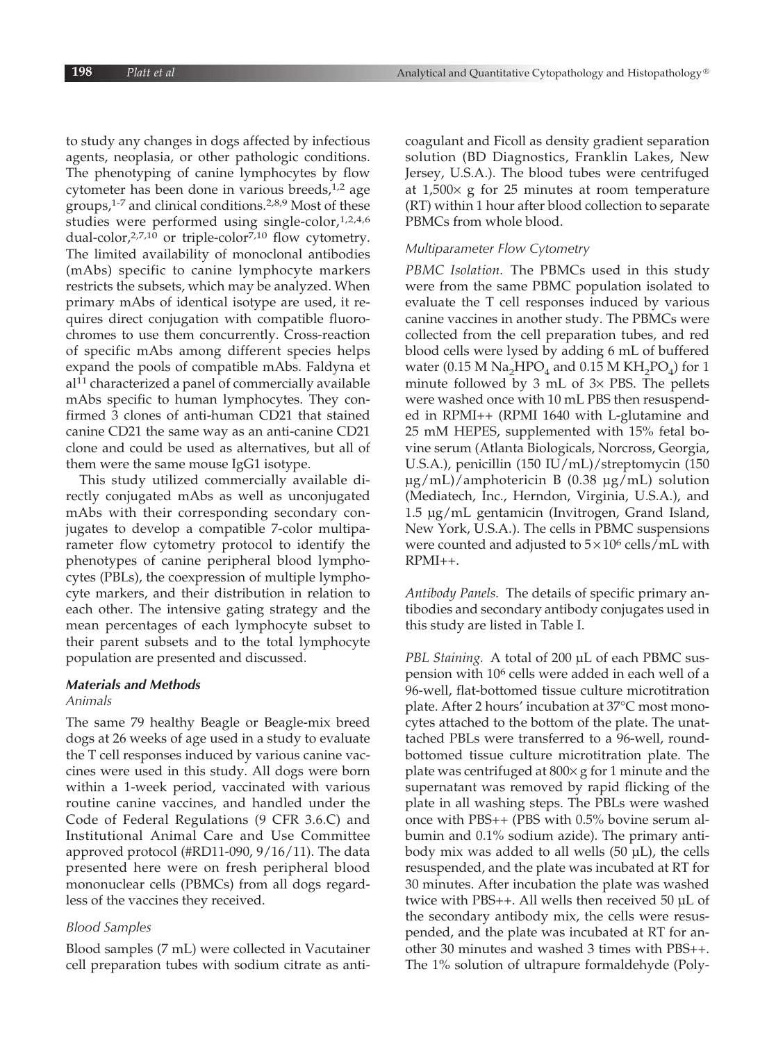to study any changes in dogs affected by infectious agents, neoplasia, or other pathologic conditions. The phenotyping of canine lymphocytes by flow cytometer has been done in various breeds,[1,2] age groups,[1-7] and clinical conditions.[2,8,9] Most of these studies were performed using single-color,[1,2,4,6] dual-color,[2,7,10] or triple-color[7,10] flow cytometry. The limited availability of monoclonal antibodies (mAbs) specific to canine lymphocyte markers restricts the subsets, which may be analyzed. When primary mAbs of identical isotype are used, it requires direct conjugation with compatible fluorochromes to use them concurrently. Cross-reaction of specific mAbs among different species helps expand the pools of compatible mAbs. Faldyna et al[11] characterized a panel of commercially available mAbs specific to human lymphocytes. They confirmed 3 clones of anti-human CD21 that stained canine CD21 the same way as an anti-canine CD21 clone and could be used as alternatives, but all of them were the same mouse IgG1 isotype.

This study utilized commercially available directly conjugated mAbs as well as unconjugated mAbs with their corresponding secondary conjugates to develop a compatible 7-color multiparameter flow cytometry protocol to identify the phenotypes of canine peripheral blood lymphocytes (PBLs), the coexpression of multiple lymphocyte markers, and their distribution in relation to each other. The intensive gating strategy and the mean percentages of each lymphocyte subset to their parent subsets and to the total lymphocyte population are presented and discussed.

## Materials and Methods

### Animals

The same 79 healthy Beagle or Beagle-mix breed dogs at 26 weeks of age used in a study to evaluate the T cell responses induced by various canine vaccines were used in this study. All dogs were born within a 1-week period, vaccinated with various routine canine vaccines, and handled under the Code of Federal Regulations (9 CFR 3.6.C) and Institutional Animal Care and Use Committee approved protocol (#RD11-090, 9/16/11). The data presented here were on fresh peripheral blood mononuclear cells (PBMCs) from all dogs regardless of the vaccines they received.

### Blood Samples

Blood samples (7 mL) were collected in Vacutainer cell preparation tubes with sodium citrate as anticoagulant and Ficoll as density gradient separation solution (BD Diagnostics, Franklin Lakes, New Jersey, U.S.A.). The blood tubes were centrifuged at 1,500× g for 25 minutes at room temperature (RT) within 1 hour after blood collection to separate PBMCs from whole blood.

### Multiparameter Flow Cytometry

*PBMC Isolation.* The PBMCs used in this study were from the same PBMC population isolated to evaluate the T cell responses induced by various canine vaccines in another study. The PBMCs were collected from the cell preparation tubes, and red blood cells were lysed by adding 6 mL of buffered water (0.15 M $Na_2HPO_4$ and 0.15 M $KH_2PO_4$) for 1 minute followed by 3 mL of 3× PBS. The pellets were washed once with 10 mL PBS then resuspended in RPMI++ (RPMI 1640 with L-glutamine and 25 mM HEPES, supplemented with 15% fetal bovine serum (Atlanta Biologicals, Norcross, Georgia, U.S.A.), penicillin (150 IU/mL)/streptomycin (150 µg/mL)/amphotericin B (0.38 µg/mL) solution (Mediatech, Inc., Herndon, Virginia, U.S.A.), and 1.5 µg/mL gentamicin (Invitrogen, Grand Island, New York, U.S.A.). The cells in PBMC suspensions were counted and adjusted to $5 \times 10^6$ cells/mL with RPMI++.

*Antibody Panels.* The details of specific primary antibodies and secondary antibody conjugates used in this study are listed in Table I.

*PBL Staining.* A total of 200 µL of each PBMC suspension with $10^6$ cells were added in each well of a 96-well, flat-bottomed tissue culture microtitration plate. After 2 hours' incubation at 37°C most monocytes attached to the bottom of the plate. The unattached PBLs were transferred to a 96-well, round-bottomed tissue culture microtitration plate. The plate was centrifuged at 800× g for 1 minute and the supernatant was removed by rapid flicking of the plate in all washing steps. The PBLs were washed once with PBS++ (PBS with 0.5% bovine serum albumin and 0.1% sodium azide). The primary antibody mix was added to all wells (50 µL), the cells resuspended, and the plate was incubated at RT for 30 minutes. After incubation the plate was washed twice with PBS++. All wells then received 50 µL of the secondary antibody mix, the cells were resuspended, and the plate was incubated at RT for another 30 minutes and washed 3 times with PBS++. The 1% solution of ultrapure formaldehyde (Poly-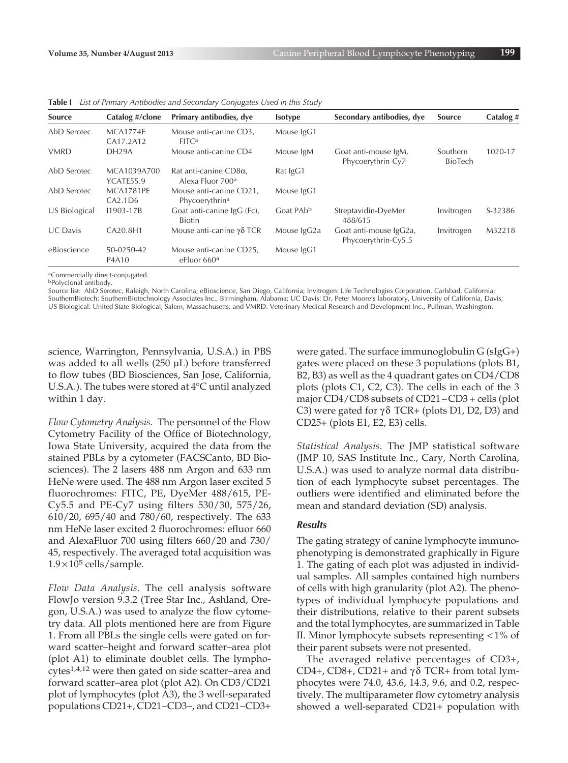**Table I** *List of Primary Antibodies and Secondary Conjugates Used in this Study*

| Source | Catalog #/clone | Primary antibodies, dye | Isotype | Secondary antibodies, dye | Source | Catalog # |
|---|---|---|---|---|---|---|
| AbD Serotec | MCA1774F CA17.2A12 | Mouse anti-canine CD3, FITC[a] | Mouse IgG1 | | | |
| VMRD | DH29A | Mouse anti-canine CD4 | Mouse IgM | Goat anti-mouse IgM, Phycoerythrin-Cy7 | Southern BioTech | 1020-17 |
| AbD Serotec | MCA1039A700 YCATE55.9 | Rat anti-canine CD8α, Alexa Fluor 700[a] | Rat IgG1 | | | |
| AbD Serotec | MCA1781PE CA2.1D6 | Mouse anti-canine CD21, Phycoerythrin[a] | Mouse IgG1 | | | |
| US Biological | I1903-17B | Goat anti-canine IgG (Fc), Biotin | Goat PAb[b] | Streptavidin-DyeMer 488/615 | Invitrogen | S-32386 |
| UC Davis | CA20.8H1 | Mouse anti-canine γδ TCR | Mouse IgG2a | Goat anti-mouse IgG2a, Phycoerythrin-Cy5.5 | Invitrogen | M32218 |
| eBioscience | 50-0250-42 P4A10 | Mouse anti-canine CD25, eFluor 660[a] | Mouse IgG1 | | | |

[a]Commercially direct-conjugated.
[b]Polyclonal antibody.
Source list: AbD Serotec, Raleigh, North Carolina; eBioscience, San Diego, California; Invitrogen: Life Technologies Corporation, Carlsbad, California; SouthernBiotech: SouthernBiotechnology Associates Inc., Birmingham, Alabama; UC Davis: Dr. Peter Moore's laboratory, University of California, Davis; US Biological: United State Biological, Salem, Massachusetts; and VMRD: Veterinary Medical Research and Development Inc., Pullman, Washington.

science, Warrington, Pennsylvania, U.S.A.) in PBS was added to all wells (250 µL) before transferred to flow tubes (BD Biosciences, San Jose, California, U.S.A.). The tubes were stored at 4°C until analyzed within 1 day.

*Flow Cytometry Analysis.* The personnel of the Flow Cytometry Facility of the Office of Biotechnology, Iowa State University, acquired the data from the stained PBLs by a cytometer (FACSCanto, BD Biosciences). The 2 lasers 488 nm Argon and 633 nm HeNe were used. The 488 nm Argon laser excited 5 fluorochromes: FITC, PE, DyeMer 488/615, PE-Cy5.5 and PE-Cy7 using filters 530/30, 575/26, 610/20, 695/40 and 780/60, respectively. The 633 nm HeNe laser excited 2 fluorochromes: efluor 660 and AlexaFluor 700 using filters 660/20 and 730/45, respectively. The averaged total acquisition was $1.9 \times 10^5$ cells/sample.

*Flow Data Analysis.* The cell analysis software FlowJo version 9.3.2 (Tree Star Inc., Ashland, Oregon, U.S.A.) was used to analyze the flow cytometry data. All plots mentioned here are from Figure 1. From all PBLs the single cells were gated on forward scatter–height and forward scatter–area plot (plot A1) to eliminate doublet cells. The lymphocytes[1,4,12] were then gated on side scatter–area and forward scatter–area plot (plot A2). On CD3/CD21 plot of lymphocytes (plot A3), the 3 well-separated populations CD21+, CD21−CD3−, and CD21−CD3+ were gated. The surface immunoglobulin G (sIgG+) gates were placed on these 3 populations (plots B1, B2, B3) as well as the 4 quadrant gates on CD4/CD8 plots (plots C1, C2, C3). The cells in each of the 3 major CD4/CD8 subsets of CD21−CD3+ cells (plot C3) were gated for γδ TCR+ (plots D1, D2, D3) and CD25+ (plots E1, E2, E3) cells.

*Statistical Analysis.* The JMP statistical software (JMP 10, SAS Institute Inc., Cary, North Carolina, U.S.A.) was used to analyze normal data distribution of each lymphocyte subset percentages. The outliers were identified and eliminated before the mean and standard deviation (SD) analysis.

### *Results*

The gating strategy of canine lymphocyte immunophenotyping is demonstrated graphically in Figure 1. The gating of each plot was adjusted in individual samples. All samples contained high numbers of cells with high granularity (plot A2). The phenotypes of individual lymphocyte populations and their distributions, relative to their parent subsets and the total lymphocytes, are summarized in Table II. Minor lymphocyte subsets representing <1% of their parent subsets were not presented.

The averaged relative percentages of CD3+, CD4+, CD8+, CD21+ and γδ TCR+ from total lymphocytes were 74.0, 43.6, 14.3, 9.6, and 0.2, respectively. The multiparameter flow cytometry analysis showed a well-separated CD21+ population with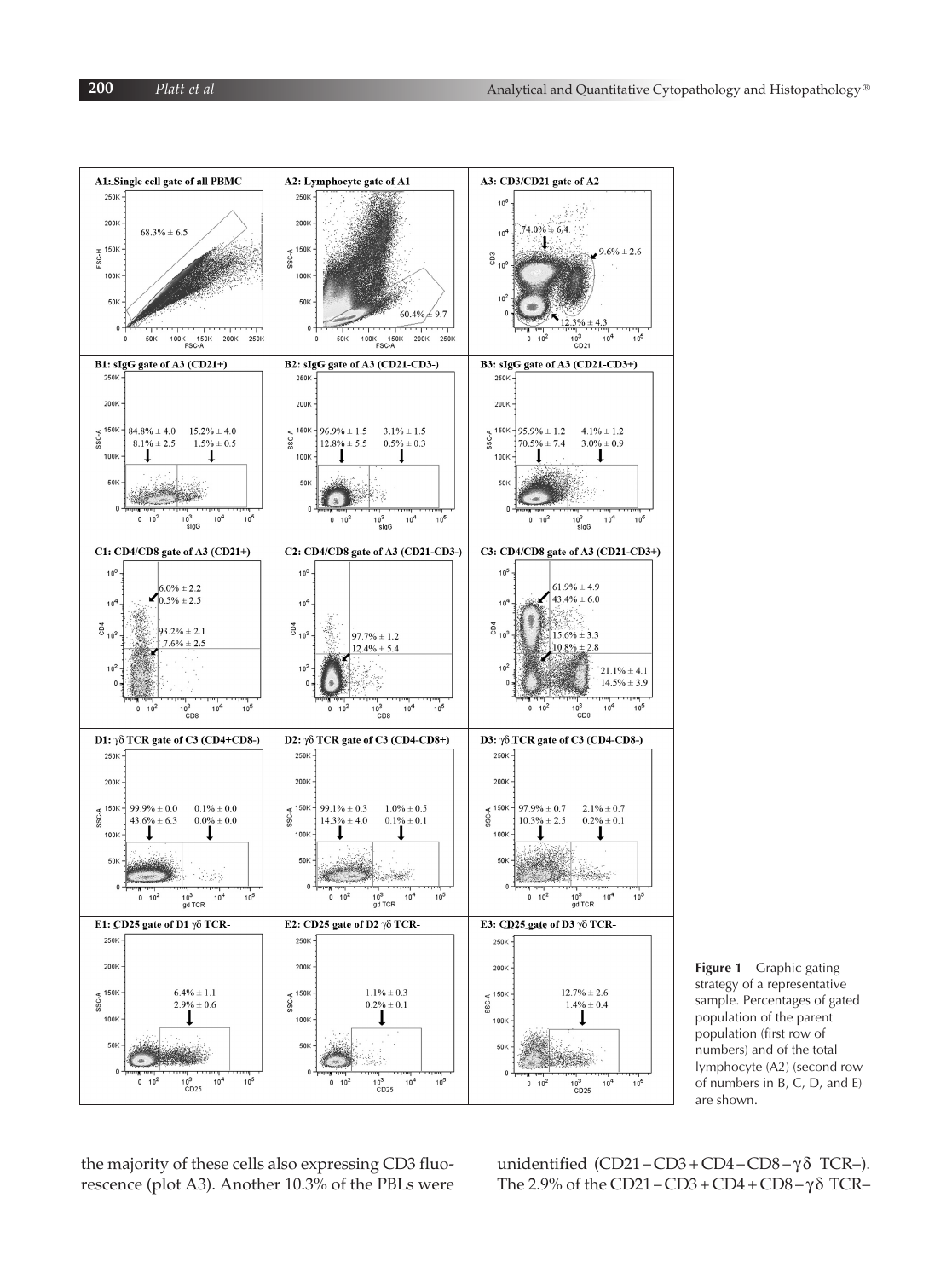**Figure 1** Graphic gating strategy of a representative sample. Percentages of gated population of the parent population (first row of numbers) and of the total lymphocyte (A2) (second row of numbers in B, C, D, and E) are shown.

the majority of these cells also expressing CD3 fluorescence (plot A3). Another 10.3% of the PBLs were unidentified (CD21 – CD3 + CD4 – CD8 – γδ TCR–). The 2.9% of the CD21 – CD3 + CD4 + CD8 – γδ TCR–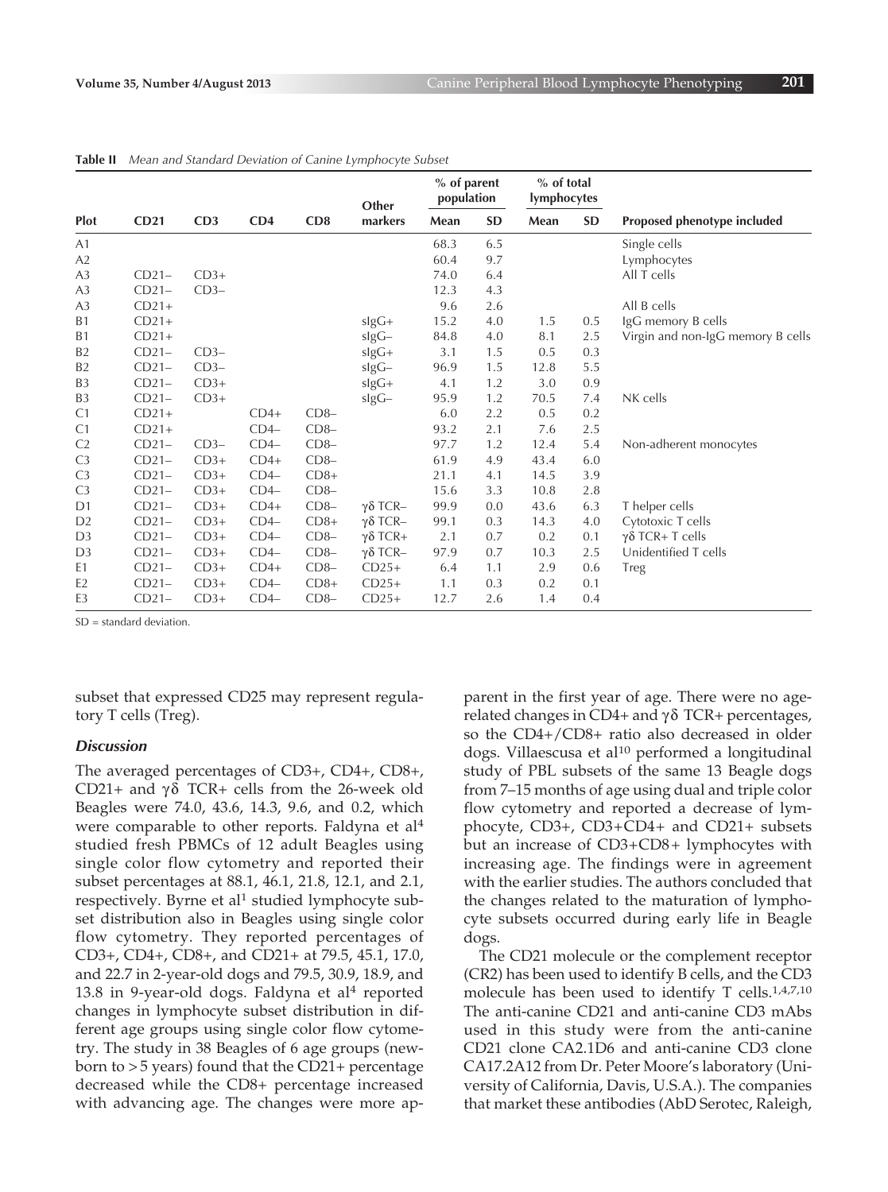**Table II** *Mean and Standard Deviation of Canine Lymphocyte Subset*

| Plot | CD21 | CD3 | CD4 | CD8 | Other markers | % of parent population | | % of total lymphocytes | | Proposed phenotype included |
|---|---|---|---|---|---|---|---|---|---|---|
| | | | | | | Mean | SD | Mean | SD | |
| A1 | | | | | | 68.3 | 6.5 | | | Single cells |
| A2 | | | | | | 60.4 | 9.7 | | | Lymphocytes |
| A3 | CD21– | CD3+ | | | | 74.0 | 6.4 | | | All T cells |
| A3 | CD21– | CD3– | | | | 12.3 | 4.3 | | | |
| A3 | CD21+ | | | | | 9.6 | 2.6 | | | All B cells |
| B1 | CD21+ | | | | sIgG+ | 15.2 | 4.0 | 1.5 | 0.5 | IgG memory B cells |
| B1 | CD21+ | | | | sIgG– | 84.8 | 4.0 | 8.1 | 2.5 | Virgin and non-IgG memory B cells |
| B2 | CD21– | CD3– | | | sIgG+ | 3.1 | 1.5 | 0.5 | 0.3 | |
| B2 | CD21– | CD3– | | | sIgG– | 96.9 | 1.5 | 12.8 | 5.5 | |
| B3 | CD21– | CD3+ | | | sIgG+ | 4.1 | 1.2 | 3.0 | 0.9 | |
| B3 | CD21– | CD3+ | | | sIgG– | 95.9 | 1.2 | 70.5 | 7.4 | NK cells |
| C1 | CD21+ | | CD4+ | CD8– | | 6.0 | 2.2 | 0.5 | 0.2 | |
| C1 | CD21+ | | CD4– | CD8– | | 93.2 | 2.1 | 7.6 | 2.5 | |
| C2 | CD21– | CD3– | CD4– | CD8– | | 97.7 | 1.2 | 12.4 | 5.4 | Non-adherent monocytes |
| C3 | CD21– | CD3+ | CD4+ | CD8– | | 61.9 | 4.9 | 43.4 | 6.0 | |
| C3 | CD21– | CD3+ | CD4– | CD8+ | | 21.1 | 4.1 | 14.5 | 3.9 | |
| C3 | CD21– | CD3+ | CD4– | CD8– | | 15.6 | 3.3 | 10.8 | 2.8 | |
| D1 | CD21– | CD3+ | CD4+ | CD8– | γδ TCR– | 99.9 | 0.0 | 43.6 | 6.3 | T helper cells |
| D2 | CD21– | CD3+ | CD4– | CD8+ | γδ TCR– | 99.1 | 0.3 | 14.3 | 4.0 | Cytotoxic T cells |
| D3 | CD21– | CD3+ | CD4– | CD8– | γδ TCR+ | 2.1 | 0.7 | 0.2 | 0.1 | γδ TCR+ T cells |
| D3 | CD21– | CD3+ | CD4– | CD8– | γδ TCR– | 97.9 | 0.7 | 10.3 | 2.5 | Unidentified T cells |
| E1 | CD21– | CD3+ | CD4+ | CD8– | CD25+ | 6.4 | 1.1 | 2.9 | 0.6 | Treg |
| E2 | CD21– | CD3+ | CD4– | CD8+ | CD25+ | 1.1 | 0.3 | 0.2 | 0.1 | |
| E3 | CD21– | CD3+ | CD4– | CD8– | CD25+ | 12.7 | 2.6 | 1.4 | 0.4 | |

SD = standard deviation.

subset that expressed CD25 may represent regulatory T cells (Treg).

### *Discussion*

The averaged percentages of CD3+, CD4+, CD8+, CD21+ and γδ TCR+ cells from the 26-week old Beagles were 74.0, 43.6, 14.3, 9.6, and 0.2, which were comparable to other reports. Faldyna et al[4] studied fresh PBMCs of 12 adult Beagles using single color flow cytometry and reported their subset percentages at 88.1, 46.1, 21.8, 12.1, and 2.1, respectively. Byrne et al[1] studied lymphocyte subset distribution also in Beagles using single color flow cytometry. They reported percentages of CD3+, CD4+, CD8+, and CD21+ at 79.5, 45.1, 17.0, and 22.7 in 2-year-old dogs and 79.5, 30.9, 18.9, and 13.8 in 9-year-old dogs. Faldyna et al[4] reported changes in lymphocyte subset distribution in different age groups using single color flow cytometry. The study in 38 Beagles of 6 age groups (newborn to >5 years) found that the CD21+ percentage decreased while the CD8+ percentage increased with advancing age. The changes were more apparent in the first year of age. There were no age-related changes in CD4+ and γδ TCR+ percentages, so the CD4+/CD8+ ratio also decreased in older dogs. Villaescusa et al[10] performed a longitudinal study of PBL subsets of the same 13 Beagle dogs from 7–15 months of age using dual and triple color flow cytometry and reported a decrease of lymphocyte, CD3+, CD3+CD4+ and CD21+ subsets but an increase of CD3+CD8+ lymphocytes with increasing age. The findings were in agreement with the earlier studies. The authors concluded that the changes related to the maturation of lymphocyte subsets occurred during early life in Beagle dogs.

The CD21 molecule or the complement receptor (CR2) has been used to identify B cells, and the CD3 molecule has been used to identify T cells.[1,4,7,10] The anti-canine CD21 and anti-canine CD3 mAbs used in this study were from the anti-canine CD21 clone CA2.1D6 and anti-canine CD3 clone CA17.2A12 from Dr. Peter Moore's laboratory (University of California, Davis, U.S.A.). The companies that market these antibodies (AbD Serotec, Raleigh,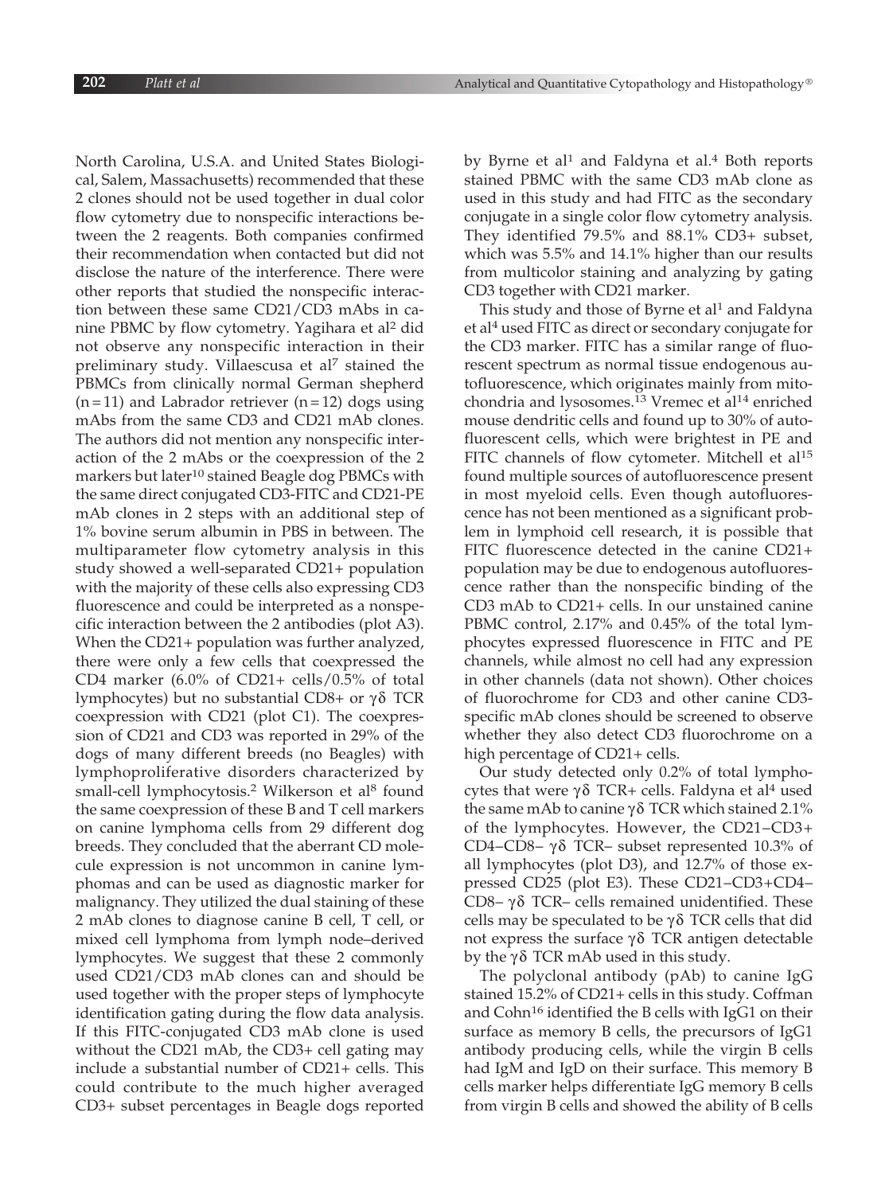North Carolina, U.S.A. and United States Biological, Salem, Massachusetts) recommended that these 2 clones should not be used together in dual color flow cytometry due to nonspecific interactions between the 2 reagents. Both companies confirmed their recommendation when contacted but did not disclose the nature of the interference. There were other reports that studied the nonspecific interaction between these same CD21/CD3 mAbs in canine PBMC by flow cytometry. Yagihara et al[2] did not observe any nonspecific interaction in their preliminary study. Villaescusa et al[7] stained the PBMCs from clinically normal German shepherd (n = 11) and Labrador retriever (n = 12) dogs using mAbs from the same CD3 and CD21 mAb clones. The authors did not mention any nonspecific interaction of the 2 mAbs or the coexpression of the 2 markers but later[10] stained Beagle dog PBMCs with the same direct conjugated CD3-FITC and CD21-PE mAb clones in 2 steps with an additional step of 1% bovine serum albumin in PBS in between. The multiparameter flow cytometry analysis in this study showed a well-separated CD21+ population with the majority of these cells also expressing CD3 fluorescence and could be interpreted as a nonspecific interaction between the 2 antibodies (plot A3). When the CD21+ population was further analyzed, there were only a few cells that coexpressed the CD4 marker (6.0% of CD21+ cells/0.5% of total lymphocytes) but no substantial CD8+ or γδ TCR coexpression with CD21 (plot C1). The coexpression of CD21 and CD3 was reported in 29% of the dogs of many different breeds (no Beagles) with lymphoproliferative disorders characterized by small-cell lymphocytosis.[2] Wilkerson et al[8] found the same coexpression of these B and T cell markers on canine lymphoma cells from 29 different dog breeds. They concluded that the aberrant CD molecule expression is not uncommon in canine lymphomas and can be used as diagnostic marker for malignancy. They utilized the dual staining of these 2 mAb clones to diagnose canine B cell, T cell, or mixed cell lymphoma from lymph node–derived lymphocytes. We suggest that these 2 commonly used CD21/CD3 mAb clones can and should be used together with the proper steps of lymphocyte identification gating during the flow data analysis. If this FITC-conjugated CD3 mAb clone is used without the CD21 mAb, the CD3+ cell gating may include a substantial number of CD21+ cells. This could contribute to the much higher averaged CD3+ subset percentages in Beagle dogs reported by Byrne et al[1] and Faldyna et al.[4] Both reports stained PBMC with the same CD3 mAb clone as used in this study and had FITC as the secondary conjugate in a single color flow cytometry analysis. They identified 79.5% and 88.1% CD3+ subset, which was 5.5% and 14.1% higher than our results from multicolor staining and analyzing by gating CD3 together with CD21 marker.

This study and those of Byrne et al[1] and Faldyna et al[4] used FITC as direct or secondary conjugate for the CD3 marker. FITC has a similar range of fluorescent spectrum as normal tissue endogenous autofluorescence, which originates mainly from mitochondria and lysosomes.[13] Vremec et al[14] enriched mouse dendritic cells and found up to 30% of autofluorescent cells, which were brightest in PE and FITC channels of flow cytometer. Mitchell et al[15] found multiple sources of autofluorescence present in most myeloid cells. Even though autofluorescence has not been mentioned as a significant problem in lymphoid cell research, it is possible that FITC fluorescence detected in the canine CD21+ population may be due to endogenous autofluorescence rather than the nonspecific binding of the CD3 mAb to CD21+ cells. In our unstained canine PBMC control, 2.17% and 0.45% of the total lymphocytes expressed fluorescence in FITC and PE channels, while almost no cell had any expression in other channels (data not shown). Other choices of fluorochrome for CD3 and other canine CD3-specific mAb clones should be screened to observe whether they also detect CD3 fluorochrome on a high percentage of CD21+ cells.

Our study detected only 0.2% of total lymphocytes that were γδ TCR+ cells. Faldyna et al[4] used the same mAb to canine γδ TCR which stained 2.1% of the lymphocytes. However, the CD21–CD3+ CD4–CD8– γδ TCR– subset represented 10.3% of all lymphocytes (plot D3), and 12.7% of those expressed CD25 (plot E3). These CD21–CD3+CD4–CD8– γδ TCR– cells remained unidentified. These cells may be speculated to be γδ TCR cells that did not express the surface γδ TCR antigen detectable by the γδ TCR mAb used in this study.

The polyclonal antibody (pAb) to canine IgG stained 15.2% of CD21+ cells in this study. Coffman and Cohn[16] identified the B cells with IgG1 on their surface as memory B cells, the precursors of IgG1 antibody producing cells, while the virgin B cells had IgM and IgD on their surface. This memory B cells marker helps differentiate IgG memory B cells from virgin B cells and showed the ability of B cells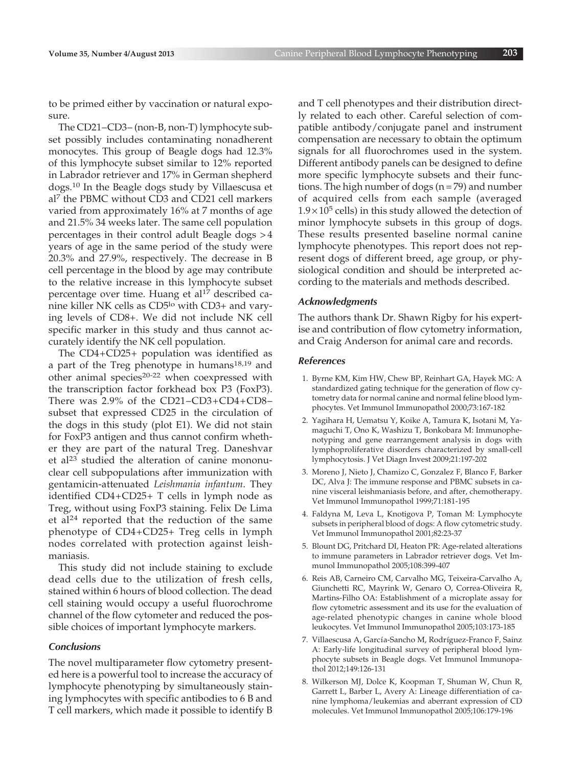to be primed either by vaccination or natural exposure.

The CD21–CD3– (non-B, non-T) lymphocyte subset possibly includes contaminating nonadherent monocytes. This group of Beagle dogs had 12.3% of this lymphocyte subset similar to 12% reported in Labrador retriever and 17% in German shepherd dogs.[10] In the Beagle dogs study by Villaescusa et al[7] the PBMC without CD3 and CD21 cell markers varied from approximately 16% at 7 months of age and 21.5% 34 weeks later. The same cell population percentages in their control adult Beagle dogs >4 years of age in the same period of the study were 20.3% and 27.9%, respectively. The decrease in B cell percentage in the blood by age may contribute to the relative increase in this lymphocyte subset percentage over time. Huang et al[17] described canine killer NK cells as CD5$^{lo}$ with CD3+ and varying levels of CD8+. We did not include NK cell specific marker in this study and thus cannot accurately identify the NK cell population.

The CD4+CD25+ population was identified as a part of the Treg phenotype in humans[18,19] and other animal species[20-22] when coexpressed with the transcription factor forkhead box P3 (FoxP3). There was 2.9% of the CD21–CD3+CD4+CD8– subset that expressed CD25 in the circulation of the dogs in this study (plot E1). We did not stain for FoxP3 antigen and thus cannot confirm whether they are part of the natural Treg. Daneshvar et al[23] studied the alteration of canine mononuclear cell subpopulations after immunization with gentamicin-attenuated *Leishmania infantum*. They identified CD4+CD25+ T cells in lymph node as Treg, without using FoxP3 staining. Felix De Lima et al[24] reported that the reduction of the same phenotype of CD4+CD25+ Treg cells in lymph nodes correlated with protection against leishmaniasis.

This study did not include staining to exclude dead cells due to the utilization of fresh cells, stained within 6 hours of blood collection. The dead cell staining would occupy a useful fluorochrome channel of the flow cytometer and reduced the possible choices of important lymphocyte markers.

### Conclusions

The novel multiparameter flow cytometry presented here is a powerful tool to increase the accuracy of lymphocyte phenotyping by simultaneously staining lymphocytes with specific antibodies to 6 B and T cell markers, which made it possible to identify B and T cell phenotypes and their distribution directly related to each other. Careful selection of compatible antibody/conjugate panel and instrument compensation are necessary to obtain the optimum signals for all fluorochromes used in the system. Different antibody panels can be designed to define more specific lymphocyte subsets and their functions. The high number of dogs (n = 79) and number of acquired cells from each sample (averaged $1.9 \times 10^5$ cells) in this study allowed the detection of minor lymphocyte subsets in this group of dogs. These results presented baseline normal canine lymphocyte phenotypes. This report does not represent dogs of different breed, age group, or physiological condition and should be interpreted according to the materials and methods described.

### Acknowledgments

The authors thank Dr. Shawn Rigby for his expertise and contribution of flow cytometry information, and Craig Anderson for animal care and records.

### References

1. Byrne KM, Kim HW, Chew BP, Reinhart GA, Hayek MG: A standardized gating technique for the generation of flow cytometry data for normal canine and normal feline blood lymphocytes. Vet Immunol Immunopathol 2000;73:167-182
2. Yagihara H, Uematsu Y, Koike A, Tamura K, Isotani M, Yamaguchi T, Ono K, Washizu T, Bonkobara M: Immunophenotyping and gene rearrangement analysis in dogs with lymphoproliferative disorders characterized by small-cell lymphocytosis. J Vet Diagn Invest 2009;21:197-202
3. Moreno J, Nieto J, Chamizo C, Gonzalez F, Blanco F, Barker DC, Alva J: The immune response and PBMC subsets in canine visceral leishmaniasis before, and after, chemotherapy. Vet Immunol Immunopathol 1999;71:181-195
4. Faldyna M, Leva L, Knotigova P, Toman M: Lymphocyte subsets in peripheral blood of dogs: A flow cytometric study. Vet Immunol Immunopathol 2001;82:23-37
5. Blount DG, Pritchard DI, Heaton PR: Age-related alterations to immune parameters in Labrador retriever dogs. Vet Immunol Immunopathol 2005;108:399-407
6. Reis AB, Carneiro CM, Carvalho MG, Teixeira-Carvalho A, Giunchetti RC, Mayrink W, Genaro O, Correa-Oliveira R, Martins-Filho OA: Establishment of a microplate assay for flow cytometric assessment and its use for the evaluation of age-related phenotypic changes in canine whole blood leukocytes. Vet Immunol Immunopathol 2005;103:173-185
7. Villaescusa A, García-Sancho M, Rodríguez-Franco F, Sainz A: Early-life longitudinal survey of peripheral blood lymphocyte subsets in Beagle dogs. Vet Immunol Immunopathol 2012;149:126-131
8. Wilkerson MJ, Dolce K, Koopman T, Shuman W, Chun R, Garrett L, Barber L, Avery A: Lineage differentiation of canine lymphoma/leukemias and aberrant expression of CD molecules. Vet Immunol Immunopathol 2005;106:179-196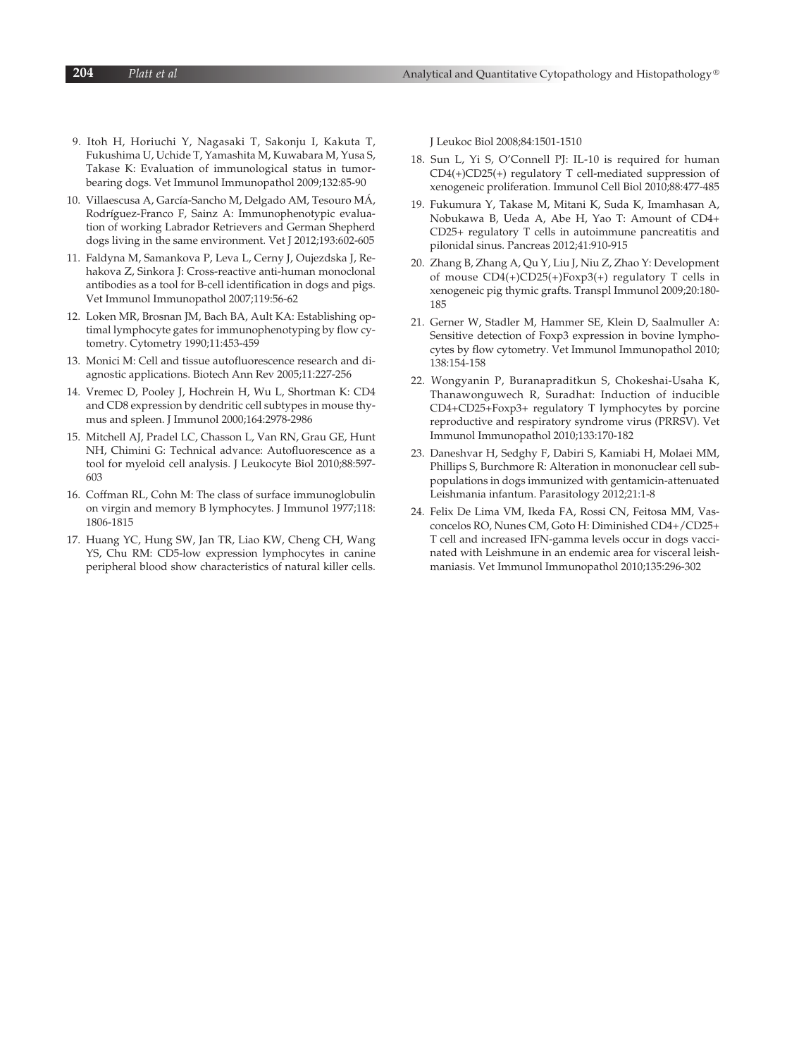9. Itoh H, Horiuchi Y, Nagasaki T, Sakonju I, Kakuta T, Fukushima U, Uchide T, Yamashita M, Kuwabara M, Yusa S, Takase K: Evaluation of immunological status in tumor-bearing dogs. Vet Immunol Immunopathol 2009;132:85-90
10. Villaescusa A, García-Sancho M, Delgado AM, Tesouro MÁ, Rodríguez-Franco F, Sainz A: Immunophenotypic evaluation of working Labrador Retrievers and German Shepherd dogs living in the same environment. Vet J 2012;193:602-605
11. Faldyna M, Samankova P, Leva L, Cerny J, Oujezdska J, Rehakova Z, Sinkora J: Cross-reactive anti-human monoclonal antibodies as a tool for B-cell identification in dogs and pigs. Vet Immunol Immunopathol 2007;119:56-62
12. Loken MR, Brosnan JM, Bach BA, Ault KA: Establishing optimal lymphocyte gates for immunophenotyping by flow cytometry. Cytometry 1990;11:453-459
13. Monici M: Cell and tissue autofluorescence research and diagnostic applications. Biotech Ann Rev 2005;11:227-256
14. Vremec D, Pooley J, Hochrein H, Wu L, Shortman K: CD4 and CD8 expression by dendritic cell subtypes in mouse thymus and spleen. J Immunol 2000;164:2978-2986
15. Mitchell AJ, Pradel LC, Chasson L, Van RN, Grau GE, Hunt NH, Chimini G: Technical advance: Autofluorescence as a tool for myeloid cell analysis. J Leukocyte Biol 2010;88:597-603
16. Coffman RL, Cohn M: The class of surface immunoglobulin on virgin and memory B lymphocytes. J Immunol 1977;118: 1806-1815
17. Huang YC, Hung SW, Jan TR, Liao KW, Cheng CH, Wang YS, Chu RM: CD5-low expression lymphocytes in canine peripheral blood show characteristics of natural killer cells. J Leukoc Biol 2008;84:1501-1510
18. Sun L, Yi S, O'Connell PJ: IL-10 is required for human CD4(+)CD25(+) regulatory T cell-mediated suppression of xenogeneic proliferation. Immunol Cell Biol 2010;88:477-485
19. Fukumura Y, Takase M, Mitani K, Suda K, Imamhasan A, Nobukawa B, Ueda A, Abe H, Yao T: Amount of CD4+ CD25+ regulatory T cells in autoimmune pancreatitis and pilonidal sinus. Pancreas 2012;41:910-915
20. Zhang B, Zhang A, Qu Y, Liu J, Niu Z, Zhao Y: Development of mouse CD4(+)CD25(+)Foxp3(+) regulatory T cells in xenogeneic pig thymic grafts. Transpl Immunol 2009;20:180-185
21. Gerner W, Stadler M, Hammer SE, Klein D, Saalmuller A: Sensitive detection of Foxp3 expression in bovine lymphocytes by flow cytometry. Vet Immunol Immunopathol 2010; 138:154-158
22. Wongyanin P, Buranapraditkun S, Chokeshai-Usaha K, Thanawonguwech R, Suradhat: Induction of inducible CD4+CD25+Foxp3+ regulatory T lymphocytes by porcine reproductive and respiratory syndrome virus (PRRSV). Vet Immunol Immunopathol 2010;133:170-182
23. Daneshvar H, Sedghy F, Dabiri S, Kamiabi H, Molaei MM, Phillips S, Burchmore R: Alteration in mononuclear cell subpopulations in dogs immunized with gentamicin-attenuated Leishmania infantum. Parasitology 2012;21:1-8
24. Felix De Lima VM, Ikeda FA, Rossi CN, Feitosa MM, Vasconcelos RO, Nunes CM, Goto H: Diminished CD4+/CD25+ T cell and increased IFN-gamma levels occur in dogs vaccinated with Leishmune in an endemic area for visceral leishmaniasis. Vet Immunol Immunopathol 2010;135:296-302